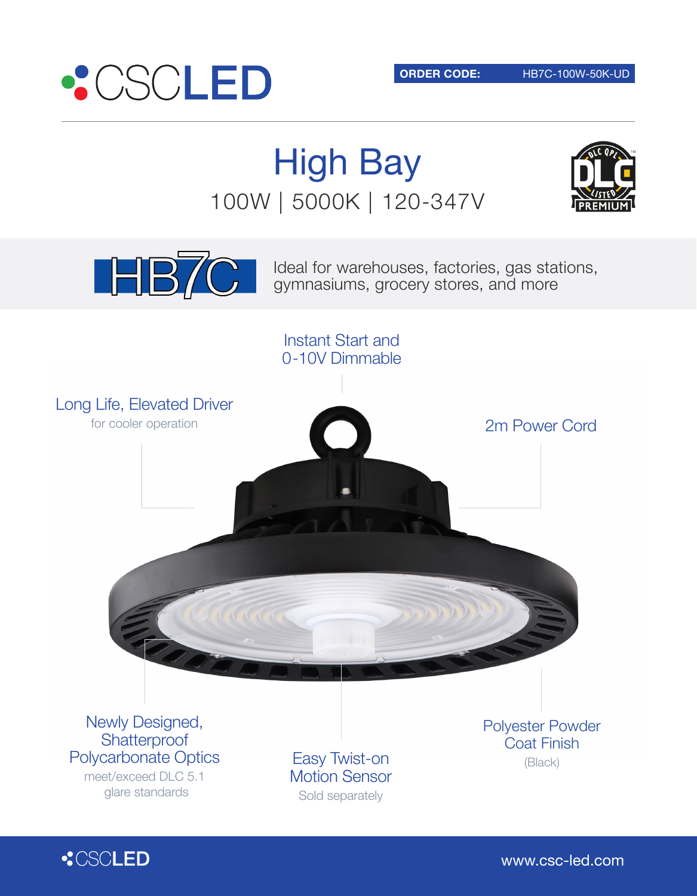CSCLED

**ORDER CODE:** HB7C-100W-50K-UD

# High Bay

100W | 5000K | 120-347V

DLC QPL LISTED PREMIUM

## HB7C

Ideal for warehouses, factories, gas stations, gymnasiums, grocery stores, and more

**Instant Start and 0-10V Dimmable**

**Long Life, Elevated Driver**
for cooler operation

**2m Power Cord**

**Newly Designed, Shatterproof Polycarbonate Optics**
meet/exceed DLC 5.1 glare standards

**Easy Twist-on Motion Sensor**
Sold separately

**Polyester Powder Coat Finish**
(Black)

CSCLED

www.csc-led.com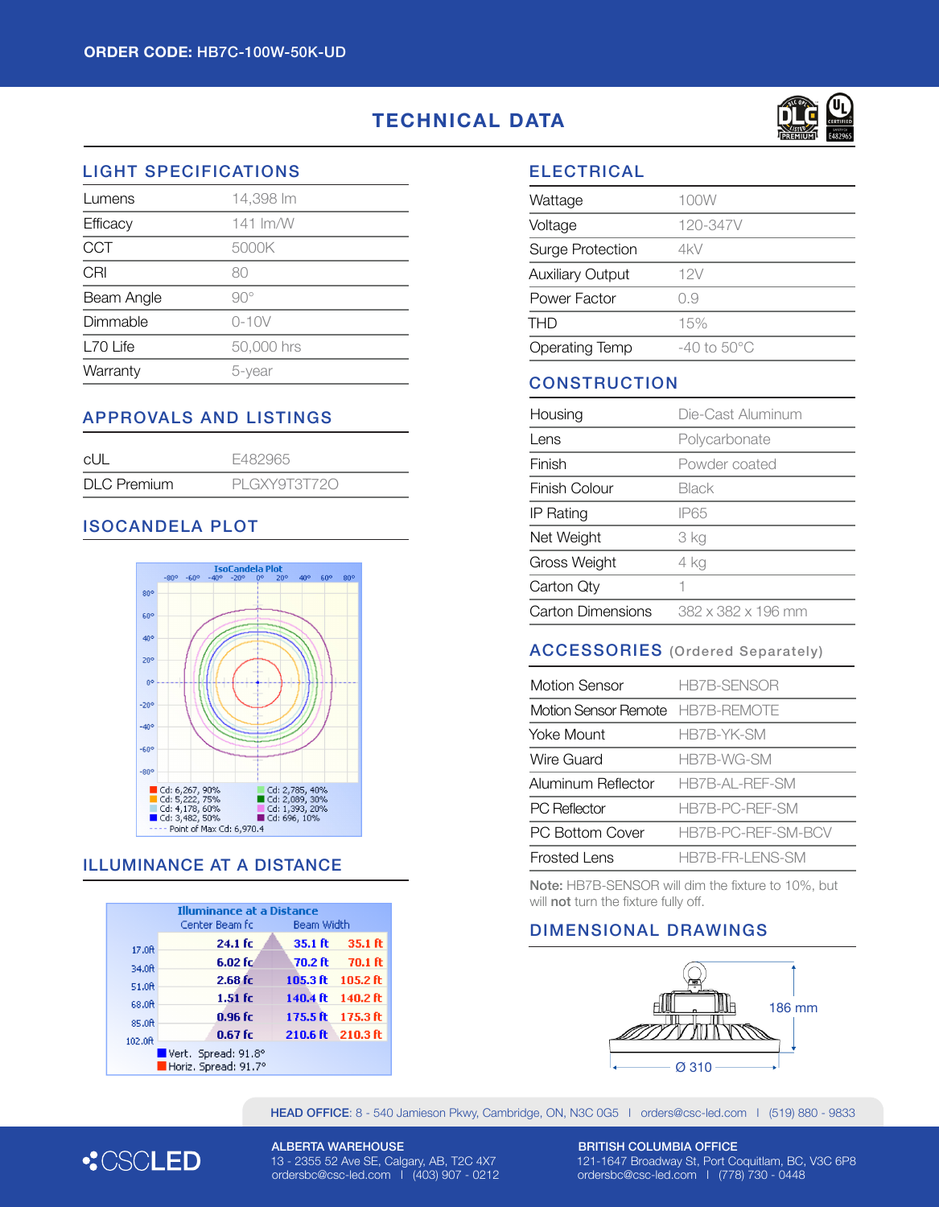**ORDER CODE:** HB7C-100W-50K-UD

# TECHNICAL DATA

## LIGHT SPECIFICATIONS

| | |
|---|---|
| Lumens | 14,398 lm |
| Efficacy | 141 lm/W |
| CCT | 5000K |
| CRI | 80 |
| Beam Angle | 90° |
| Dimmable | 0-10V |
| L70 Life | 50,000 hrs |
| Warranty | 5-year |

## APPROVALS AND LISTINGS

| | |
|---|---|
| cUL | E482965 |
| DLC Premium | PLGXY9T3T72O |

## ISOCANDELA PLOT

IsoCandela Plot

-80° -60° -40° -20° 0° 20° 40° 60° 80°

80° 60° 40° 20° 0° -20° -40° -60° -80°

Cd: 6,267, 90%
Cd: 5,222, 75%
Cd: 4,178, 60%
Cd: 3,482, 50%
Cd: 2,785, 40%
Cd: 2,089, 30%
Cd: 1,393, 20%
Cd: 696, 10%
Point of Max Cd: 6,970.4

## ILLUMINANCE AT A DISTANCE

Illuminance at a Distance

Center Beam fc — Beam Width

17.0ft — 24.1 fc — 35.1 ft — 35.1 ft
34.0ft — 6.02 fc — 70.2 ft — 70.1 ft
51.0ft — 2.68 fc — 105.3 ft — 105.2 ft
68.0ft — 1.51 fc — 140.4 ft — 140.2 ft
85.0ft — 0.96 fc — 175.5 ft — 175.3 ft
102.0ft — 0.67 fc — 210.6 ft — 210.3 ft

Vert. Spread: 91.8°
Horiz. Spread: 91.7°

## ELECTRICAL

| | |
|---|---|
| Wattage | 100W |
| Voltage | 120-347V |
| Surge Protection | 4kV |
| Auxiliary Output | 12V |
| Power Factor | 0.9 |
| THD | 15% |
| Operating Temp | -40 to 50°C |

## CONSTRUCTION

| | |
|---|---|
| Housing | Die-Cast Aluminum |
| Lens | Polycarbonate |
| Finish | Powder coated |
| Finish Colour | Black |
| IP Rating | IP65 |
| Net Weight | 3 kg |
| Gross Weight | 4 kg |
| Carton Qty | 1 |
| Carton Dimensions | 382 x 382 x 196 mm |

## ACCESSORIES (Ordered Separately)

| | |
|---|---|
| Motion Sensor | HB7B-SENSOR |
| Motion Sensor Remote | HB7B-REMOTE |
| Yoke Mount | HB7B-YK-SM |
| Wire Guard | HB7B-WG-SM |
| Aluminum Reflector | HB7B-AL-REF-SM |
| PC Reflector | HB7B-PC-REF-SM |
| PC Bottom Cover | HB7B-PC-REF-SM-BCV |
| Frosted Lens | HB7B-FR-LENS-SM |

**Note:** HB7B-SENSOR will dim the fixture to 10%, but will **not** turn the fixture fully off.

## DIMENSIONAL DRAWINGS

186 mm

Ø 310

**HEAD OFFICE**: 8 - 540 Jamieson Pkwy, Cambridge, ON, N3C 0G5 | orders@csc-led.com | (519) 880 - 9833

CSCLED

**ALBERTA WAREHOUSE**
13 - 2355 52 Ave SE, Calgary, AB, T2C 4X7
ordersbc@csc-led.com | (403) 907 - 0212

**BRITISH COLUMBIA OFFICE**
121-1647 Broadway St, Port Coquitlam, BC, V3C 6P8
ordersbc@csc-led.com | (778) 730 - 0448